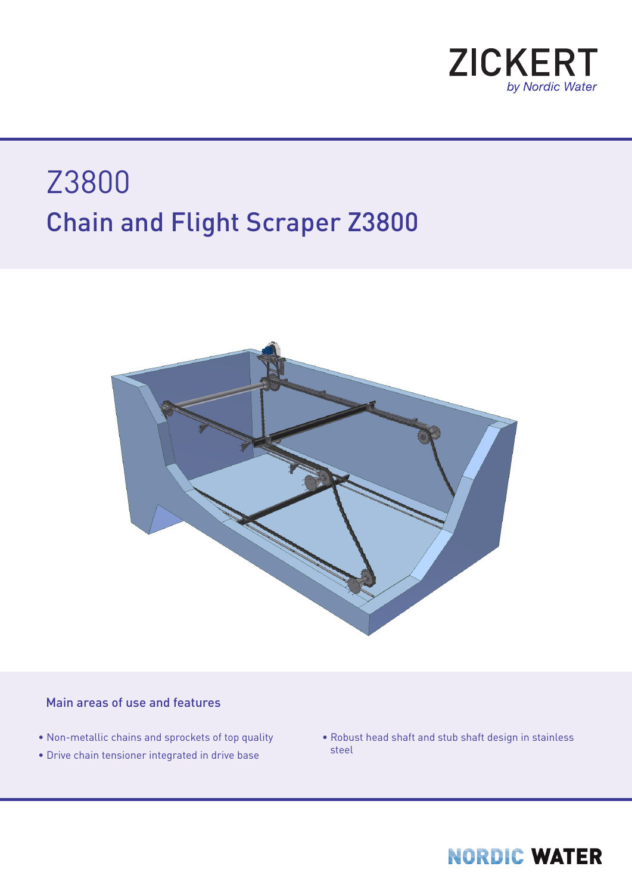ZICKERT
*by Nordic Water*

# Z3800

## Chain and Flight Scraper Z3800

### Main areas of use and features

- Non-metallic chains and sprockets of top quality
- Drive chain tensioner integrated in drive base
- Robust head shaft and stub shaft design in stainless steel

NORDIC WATER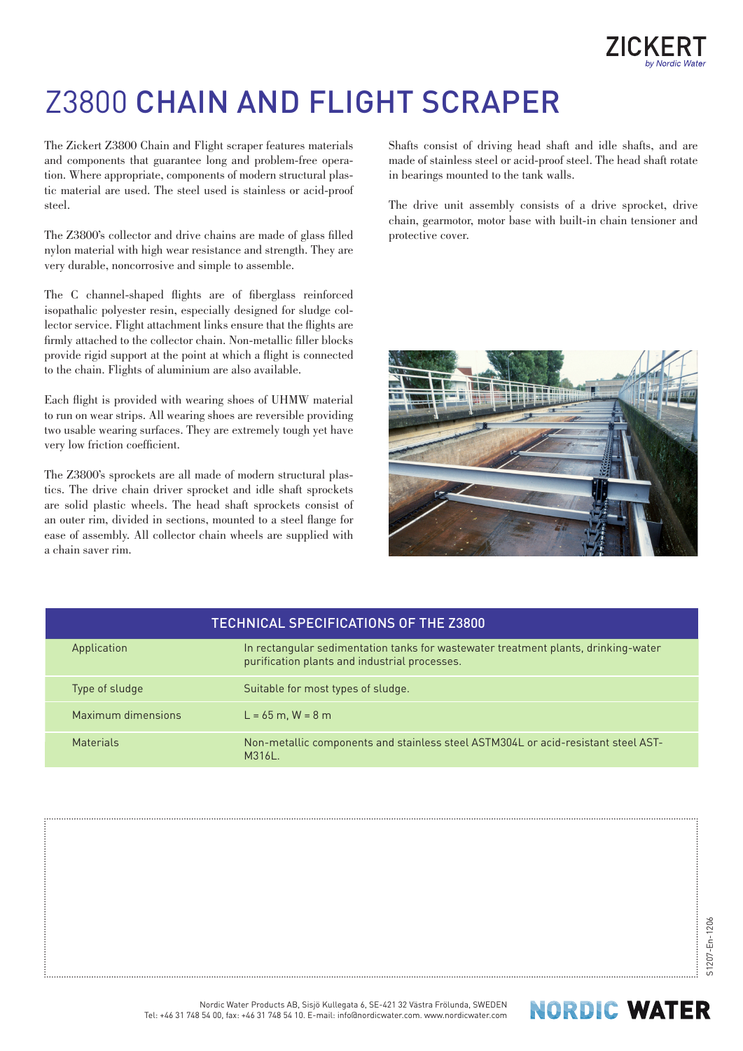ZICKERT
*by Nordic Water*

# Z3800 CHAIN AND FLIGHT SCRAPER

The Zickert Z3800 Chain and Flight scraper features materials and components that guarantee long and problem-free operation. Where appropriate, components of modern structural plastic material are used. The steel used is stainless or acid-proof steel.

The Z3800's collector and drive chains are made of glass filled nylon material with high wear resistance and strength. They are very durable, noncorrosive and simple to assemble.

The C channel-shaped flights are of fiberglass reinforced isopathalic polyester resin, especially designed for sludge collector service. Flight attachment links ensure that the flights are firmly attached to the collector chain. Non-metallic filler blocks provide rigid support at the point at which a flight is connected to the chain. Flights of aluminium are also available.

Each flight is provided with wearing shoes of UHMW material to run on wear strips. All wearing shoes are reversible providing two usable wearing surfaces. They are extremely tough yet have very low friction coefficient.

The Z3800's sprockets are all made of modern structural plastics. The drive chain driver sprocket and idle shaft sprockets are solid plastic wheels. The head shaft sprockets consist of an outer rim, divided in sections, mounted to a steel flange for ease of assembly. All collector chain wheels are supplied with a chain saver rim.

Shafts consist of driving head shaft and idle shafts, and are made of stainless steel or acid-proof steel. The head shaft rotate in bearings mounted to the tank walls.

The drive unit assembly consists of a drive sprocket, drive chain, gearmotor, motor base with built-in chain tensioner and protective cover.

| TECHNICAL SPECIFICATIONS OF THE Z3800 | |
|---|---|
| Application | In rectangular sedimentation tanks for wastewater treatment plants, drinking-water purification plants and industrial processes. |
| Type of sludge | Suitable for most types of sludge. |
| Maximum dimensions | L = 65 m, W = 8 m |
| Materials | Non-metallic components and stainless steel ASTM304L or acid-resistant steel AST-M316L. |

S1207-En-1206

Nordic Water Products AB, Sisjö Kullegata 6, SE-421 32 Västra Frölunda, SWEDEN
Tel: +46 31 748 54 00, fax: +46 31 748 54 10. E-mail: info@nordicwater.com. www.nordicwater.com

NORDIC WATER